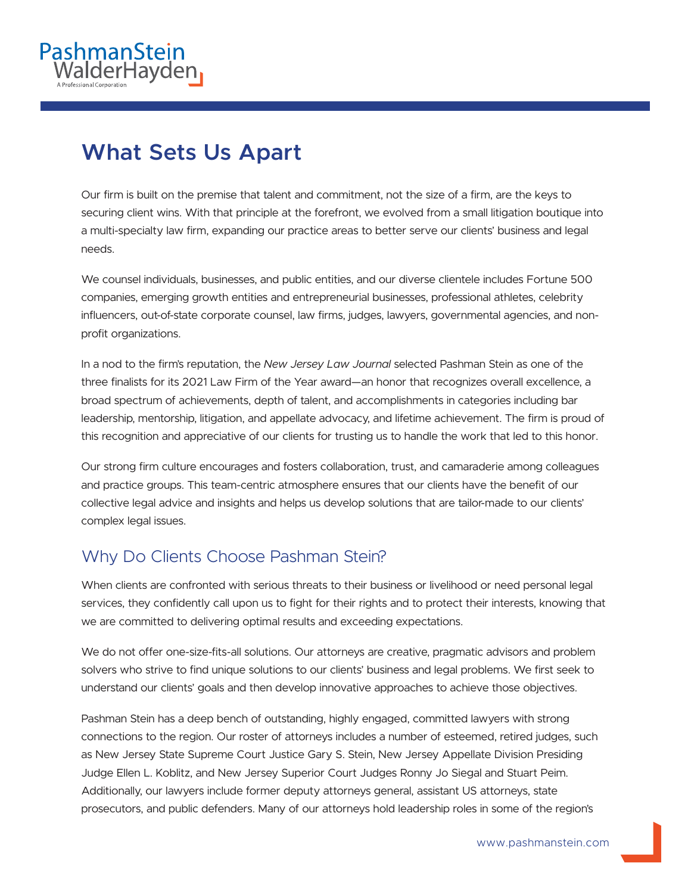# What Sets Us Apart

Our firm is built on the premise that talent and commitment, not the size of a firm, are the keys to securing client wins. With that principle at the forefront, we evolved from a small litigation boutique into a multi-specialty law firm, expanding our practice areas to better serve our clients' business and legal needs.

We counsel individuals, businesses, and public entities, and our diverse clientele includes Fortune 500 companies, emerging growth entities and entrepreneurial businesses, professional athletes, celebrity influencers, out-of-state corporate counsel, law firms, judges, lawyers, governmental agencies, and non-profit organizations.

In a nod to the firm's reputation, the *New Jersey Law Journal* selected Pashman Stein as one of the three finalists for its 2021 Law Firm of the Year award—an honor that recognizes overall excellence, a broad spectrum of achievements, depth of talent, and accomplishments in categories including bar leadership, mentorship, litigation, and appellate advocacy, and lifetime achievement. The firm is proud of this recognition and appreciative of our clients for trusting us to handle the work that led to this honor.

Our strong firm culture encourages and fosters collaboration, trust, and camaraderie among colleagues and practice groups. This team-centric atmosphere ensures that our clients have the benefit of our collective legal advice and insights and helps us develop solutions that are tailor-made to our clients' complex legal issues.

## Why Do Clients Choose Pashman Stein?

When clients are confronted with serious threats to their business or livelihood or need personal legal services, they confidently call upon us to fight for their rights and to protect their interests, knowing that we are committed to delivering optimal results and exceeding expectations.

We do not offer one-size-fits-all solutions. Our attorneys are creative, pragmatic advisors and problem solvers who strive to find unique solutions to our clients' business and legal problems. We first seek to understand our clients' goals and then develop innovative approaches to achieve those objectives.

Pashman Stein has a deep bench of outstanding, highly engaged, committed lawyers with strong connections to the region. Our roster of attorneys includes a number of esteemed, retired judges, such as New Jersey State Supreme Court Justice Gary S. Stein, New Jersey Appellate Division Presiding Judge Ellen L. Koblitz, and New Jersey Superior Court Judges Ronny Jo Siegal and Stuart Peim. Additionally, our lawyers include former deputy attorneys general, assistant US attorneys, state prosecutors, and public defenders. Many of our attorneys hold leadership roles in some of the region's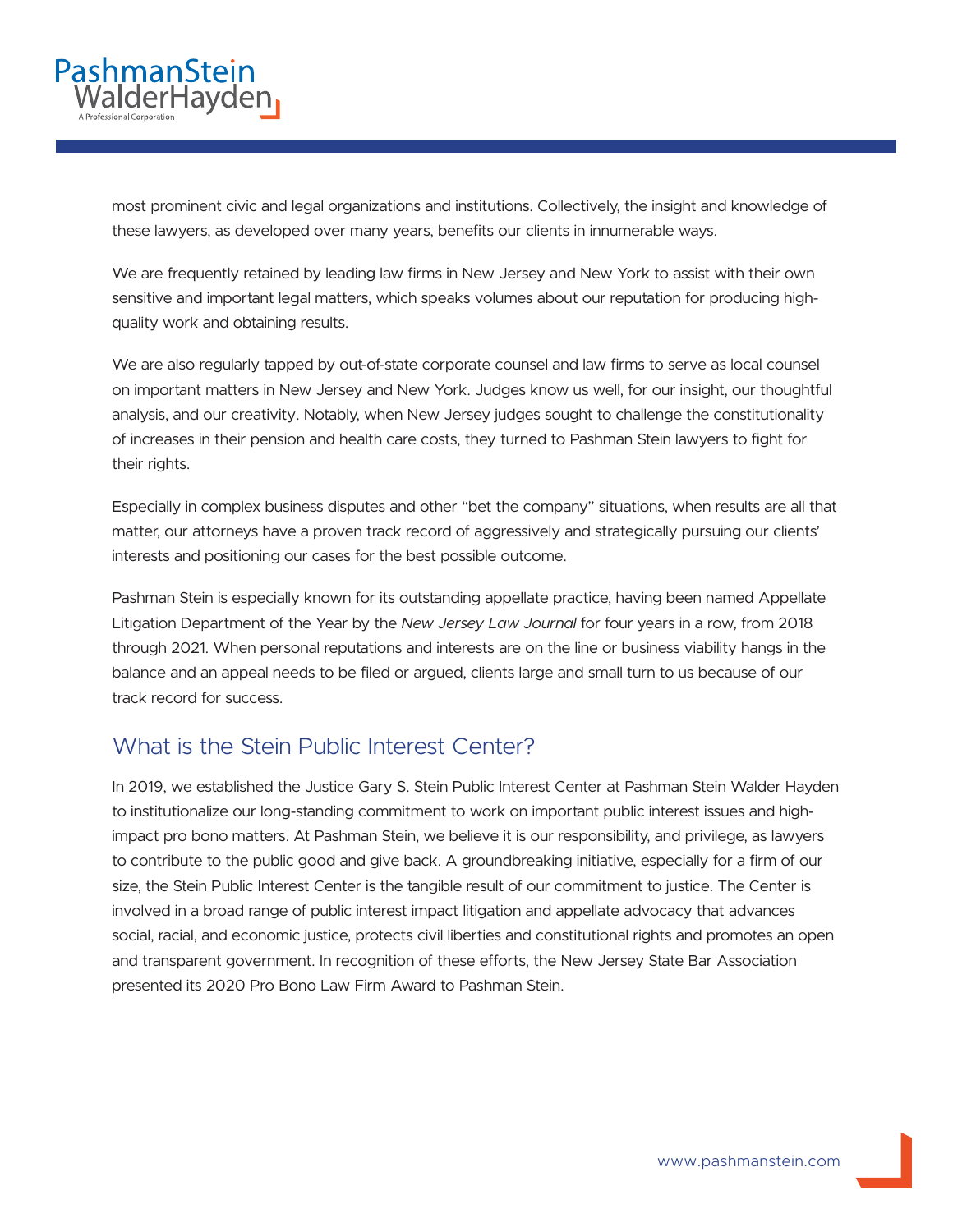most prominent civic and legal organizations and institutions. Collectively, the insight and knowledge of these lawyers, as developed over many years, benefits our clients in innumerable ways.

We are frequently retained by leading law firms in New Jersey and New York to assist with their own sensitive and important legal matters, which speaks volumes about our reputation for producing high-quality work and obtaining results.

We are also regularly tapped by out-of-state corporate counsel and law firms to serve as local counsel on important matters in New Jersey and New York. Judges know us well, for our insight, our thoughtful analysis, and our creativity. Notably, when New Jersey judges sought to challenge the constitutionality of increases in their pension and health care costs, they turned to Pashman Stein lawyers to fight for their rights.

Especially in complex business disputes and other "bet the company" situations, when results are all that matter, our attorneys have a proven track record of aggressively and strategically pursuing our clients' interests and positioning our cases for the best possible outcome.

Pashman Stein is especially known for its outstanding appellate practice, having been named Appellate Litigation Department of the Year by the *New Jersey Law Journal* for four years in a row, from 2018 through 2021. When personal reputations and interests are on the line or business viability hangs in the balance and an appeal needs to be filed or argued, clients large and small turn to us because of our track record for success.

## What is the Stein Public Interest Center?

In 2019, we established the Justice Gary S. Stein Public Interest Center at Pashman Stein Walder Hayden to institutionalize our long-standing commitment to work on important public interest issues and high-impact pro bono matters. At Pashman Stein, we believe it is our responsibility, and privilege, as lawyers to contribute to the public good and give back. A groundbreaking initiative, especially for a firm of our size, the Stein Public Interest Center is the tangible result of our commitment to justice. The Center is involved in a broad range of public interest impact litigation and appellate advocacy that advances social, racial, and economic justice, protects civil liberties and constitutional rights and promotes an open and transparent government. In recognition of these efforts, the New Jersey State Bar Association presented its 2020 Pro Bono Law Firm Award to Pashman Stein.